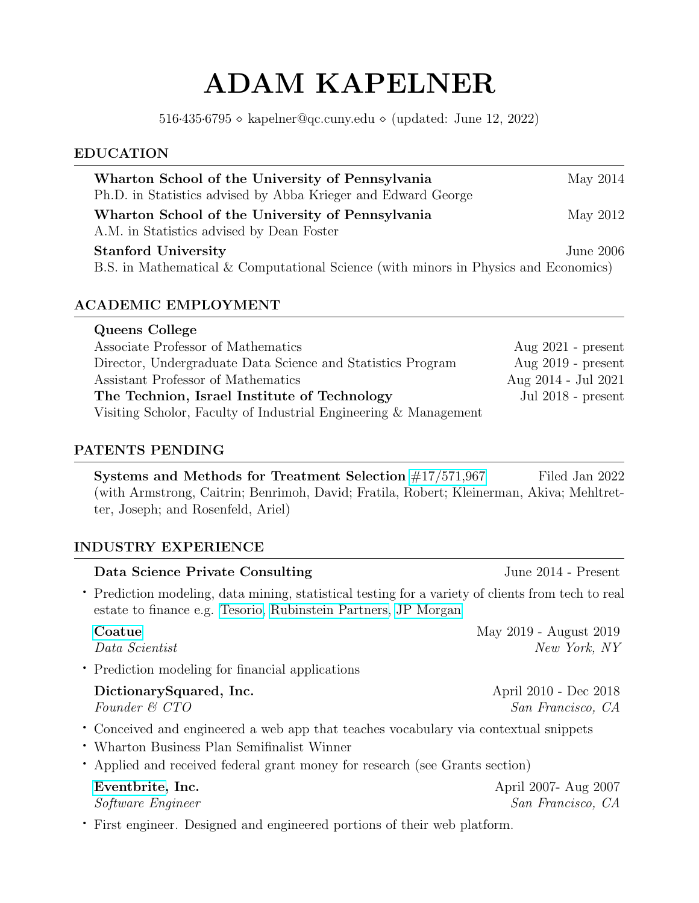# ADAM KAPELNER

516·435·6795 ⋄ kapelner@qc.cuny.edu ⋄ (updated: June 12, 2022)

## EDUCATION

**Wharton School of the University of Pennsylvania** — May 2014
Ph.D. in Statistics advised by Abba Krieger and Edward George

**Wharton School of the University of Pennsylvania** — May 2012
A.M. in Statistics advised by Dean Foster

**Stanford University** — June 2006
B.S. in Mathematical & Computational Science (with minors in Physics and Economics)

## ACADEMIC EMPLOYMENT

**Queens College**
Associate Professor of Mathematics — Aug 2021 - present
Director, Undergraduate Data Science and Statistics Program — Aug 2019 - present
Assistant Professor of Mathematics — Aug 2014 - Jul 2021

**The Technion, Israel Institute of Technology** — Jul 2018 - present
Visiting Scholor, Faculty of Industrial Engineering & Management

## PATENTS PENDING

**Systems and Methods for Treatment Selection** #17/571,967 — Filed Jan 2022
(with Armstrong, Caitrin; Benrimoh, David; Fratila, Robert; Kleinerman, Akiva; Mehltretter, Joseph; and Rosenfeld, Ariel)

## INDUSTRY EXPERIENCE

**Data Science Private Consulting** — June 2014 - Present

- Prediction modeling, data mining, statistical testing for a variety of clients from tech to real estate to finance e.g. Tesorio, Rubinstein Partners, JP Morgan

**Coatue** — May 2019 - August 2019
*Data Scientist* — *New York, NY*

- Prediction modeling for financial applications

**DictionarySquared, Inc.** — April 2010 - Dec 2018
*Founder & CTO* — *San Francisco, CA*

- Conceived and engineered a web app that teaches vocabulary via contextual snippets
- Wharton Business Plan Semifinalist Winner
- Applied and received federal grant money for research (see Grants section)

**Eventbrite, Inc.** — April 2007- Aug 2007
*Software Engineer* — *San Francisco, CA*

- First engineer. Designed and engineered portions of their web platform.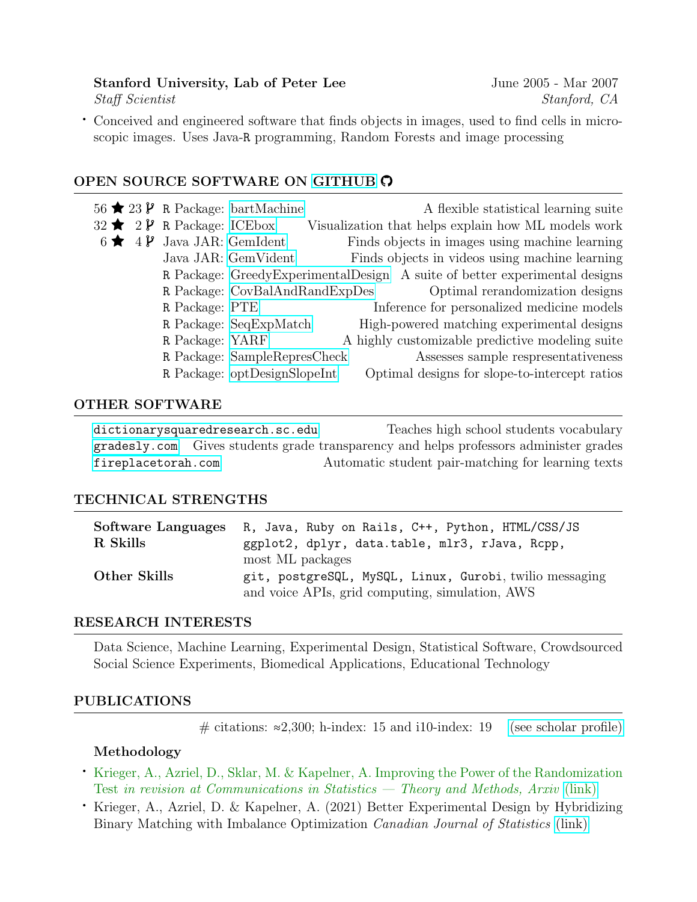**Stanford University, Lab of Peter Lee** June 2005 - Mar 2007
*Staff Scientist* *Stanford, CA*

- Conceived and engineered software that finds objects in images, used to find cells in microscopic images. Uses Java-R programming, Random Forests and image processing

## OPEN SOURCE SOFTWARE ON GITHUB

| Stars | Forks | Type | Name | Description |
|---|---|---|---|---|
| 56 ★ | 23 | R Package: | bartMachine | A flexible statistical learning suite |
| 32 ★ | 2 | R Package: | ICEbox | Visualization that helps explain how ML models work |
| 6 ★ | 4 | Java JAR: | GemIdent | Finds objects in images using machine learning |
| | | Java JAR: | GemVident | Finds objects in videos using machine learning |
| | | R Package: | GreedyExperimentalDesign | A suite of better experimental designs |
| | | R Package: | CovBalAndRandExpDes | Optimal rerandomization designs |
| | | R Package: | PTE | Inference for personalized medicine models |
| | | R Package: | SeqExpMatch | High-powered matching experimental designs |
| | | R Package: | YARF | A highly customizable predictive modeling suite |
| | | R Package: | SampleRepresCheck | Assesses sample respresentativeness |
| | | R Package: | optDesignSlopeInt | Optimal designs for slope-to-intercept ratios |

## OTHER SOFTWARE

| Site | Description |
|---|---|
| `dictionarysquaredresearch.sc.edu` | Teaches high school students vocabulary |
| `gradesly.com` | Gives students grade transparency and helps professors administer grades |
| `fireplacetorah.com` | Automatic student pair-matching for learning texts |

## TECHNICAL STRENGTHS

**Software Languages** `R, Java, Ruby on Rails, C++, Python, HTML/CSS/JS`
**R Skills** `ggplot2, dplyr, data.table, mlr3, rJava, Rcpp,` most ML packages
**Other Skills** `git, postgreSQL, MySQL, Linux, Gurobi,` twilio messaging and voice APIs, grid computing, simulation, AWS

## RESEARCH INTERESTS

Data Science, Machine Learning, Experimental Design, Statistical Software, Crowdsourced Social Science Experiments, Biomedical Applications, Educational Technology

## PUBLICATIONS

# citations: ≈2,300; h-index: 15 and i10-index: 19 (see scholar profile)

### Methodology

- Krieger, A., Azriel, D., Sklar, M. & Kapelner, A. Improving the Power of the Randomization Test *in revision at Communications in Statistics — Theory and Methods, Arxiv* (link)
- Krieger, A., Azriel, D. & Kapelner, A. (2021) Better Experimental Design by Hybridizing Binary Matching with Imbalance Optimization *Canadian Journal of Statistics* (link)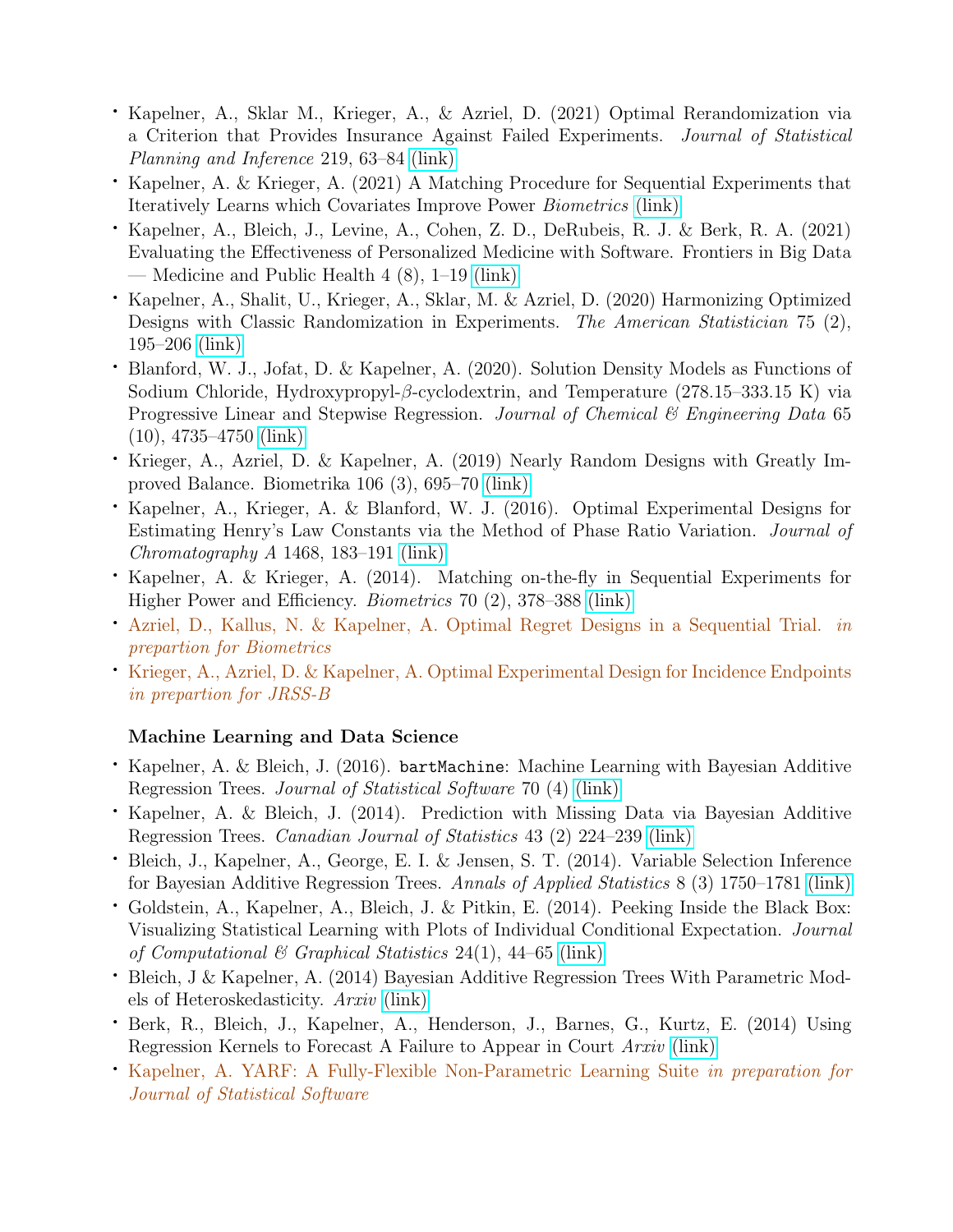- Kapelner, A., Sklar M., Krieger, A., & Azriel, D. (2021) Optimal Rerandomization via a Criterion that Provides Insurance Against Failed Experiments. *Journal of Statistical Planning and Inference* 219, 63–84 (link)
- Kapelner, A. & Krieger, A. (2021) A Matching Procedure for Sequential Experiments that Iteratively Learns which Covariates Improve Power *Biometrics* (link)
- Kapelner, A., Bleich, J., Levine, A., Cohen, Z. D., DeRubeis, R. J. & Berk, R. A. (2021) Evaluating the Effectiveness of Personalized Medicine with Software. Frontiers in Big Data — Medicine and Public Health 4 (8), 1–19 (link)
- Kapelner, A., Shalit, U., Krieger, A., Sklar, M. & Azriel, D. (2020) Harmonizing Optimized Designs with Classic Randomization in Experiments. *The American Statistician* 75 (2), 195–206 (link)
- Blanford, W. J., Jofat, D. & Kapelner, A. (2020). Solution Density Models as Functions of Sodium Chloride, Hydroxypropyl-$\beta$-cyclodextrin, and Temperature (278.15–333.15 K) via Progressive Linear and Stepwise Regression. *Journal of Chemical & Engineering Data* 65 (10), 4735–4750 (link)
- Krieger, A., Azriel, D. & Kapelner, A. (2019) Nearly Random Designs with Greatly Improved Balance. Biometrika 106 (3), 695–70 (link)
- Kapelner, A., Krieger, A. & Blanford, W. J. (2016). Optimal Experimental Designs for Estimating Henry's Law Constants via the Method of Phase Ratio Variation. *Journal of Chromatography A* 1468, 183–191 (link)
- Kapelner, A. & Krieger, A. (2014). Matching on-the-fly in Sequential Experiments for Higher Power and Efficiency. *Biometrics* 70 (2), 378–388 (link)
- Azriel, D., Kallus, N. & Kapelner, A. Optimal Regret Designs in a Sequential Trial. *in preparation for Biometrics*
- Krieger, A., Azriel, D. & Kapelner, A. Optimal Experimental Design for Incidence Endpoints *in prepartion for JRSS-B*

### Machine Learning and Data Science

- Kapelner, A. & Bleich, J. (2016). `bartMachine`: Machine Learning with Bayesian Additive Regression Trees. *Journal of Statistical Software* 70 (4) (link)
- Kapelner, A. & Bleich, J. (2014). Prediction with Missing Data via Bayesian Additive Regression Trees. *Canadian Journal of Statistics* 43 (2) 224–239 (link)
- Bleich, J., Kapelner, A., George, E. I. & Jensen, S. T. (2014). Variable Selection Inference for Bayesian Additive Regression Trees. *Annals of Applied Statistics* 8 (3) 1750–1781 (link)
- Goldstein, A., Kapelner, A., Bleich, J. & Pitkin, E. (2014). Peeking Inside the Black Box: Visualizing Statistical Learning with Plots of Individual Conditional Expectation. *Journal of Computational & Graphical Statistics* 24(1), 44–65 (link)
- Bleich, J & Kapelner, A. (2014) Bayesian Additive Regression Trees With Parametric Models of Heteroskedasticity. *Arxiv* (link)
- Berk, R., Bleich, J., Kapelner, A., Henderson, J., Barnes, G., Kurtz, E. (2014) Using Regression Kernels to Forecast A Failure to Appear in Court *Arxiv* (link)
- Kapelner, A. YARF: A Fully-Flexible Non-Parametric Learning Suite *in preparation for Journal of Statistical Software*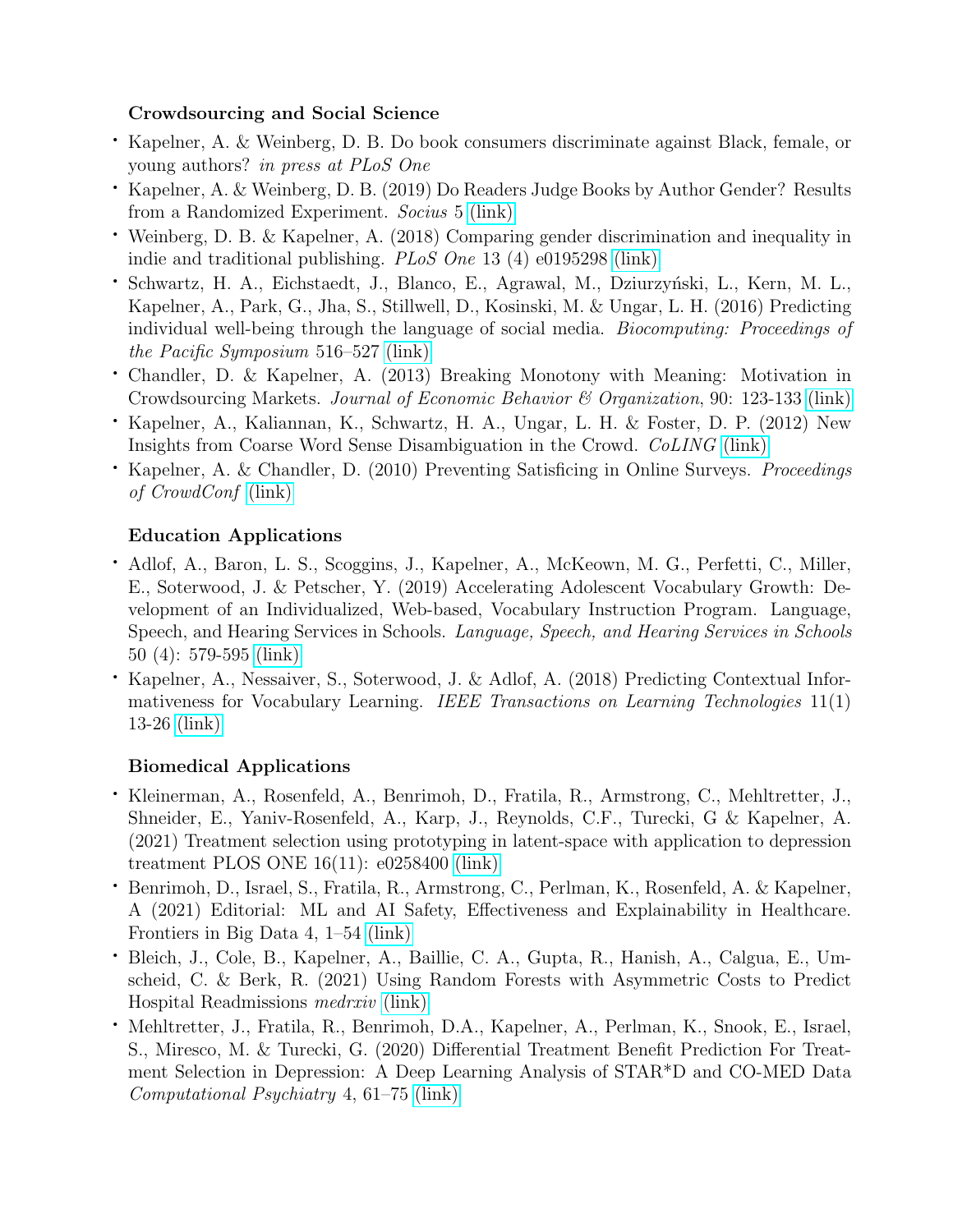### Crowdsourcing and Social Science

- Kapelner, A. & Weinberg, D. B. Do book consumers discriminate against Black, female, or young authors? *in press at PLoS One*
- Kapelner, A. & Weinberg, D. B. (2019) Do Readers Judge Books by Author Gender? Results from a Randomized Experiment. *Socius* 5 (link)
- Weinberg, D. B. & Kapelner, A. (2018) Comparing gender discrimination and inequality in indie and traditional publishing. *PLoS One* 13 (4) e0195298 (link)
- Schwartz, H. A., Eichstaedt, J., Blanco, E., Agrawal, M., Dziurzyński, L., Kern, M. L., Kapelner, A., Park, G., Jha, S., Stillwell, D., Kosinski, M. & Ungar, L. H. (2016) Predicting individual well-being through the language of social media. *Biocomputing: Proceedings of the Pacific Symposium* 516–527 (link)
- Chandler, D. & Kapelner, A. (2013) Breaking Monotony with Meaning: Motivation in Crowdsourcing Markets. *Journal of Economic Behavior & Organization*, 90: 123-133 (link)
- Kapelner, A., Kaliannan, K., Schwartz, H. A., Ungar, L. H. & Foster, D. P. (2012) New Insights from Coarse Word Sense Disambiguation in the Crowd. *CoLING* (link)
- Kapelner, A. & Chandler, D. (2010) Preventing Satisficing in Online Surveys. *Proceedings of CrowdConf* (link)

### Education Applications

- Adlof, A., Baron, L. S., Scoggins, J., Kapelner, A., McKeown, M. G., Perfetti, C., Miller, E., Soterwood, J. & Petscher, Y. (2019) Accelerating Adolescent Vocabulary Growth: Development of an Individualized, Web-based, Vocabulary Instruction Program. Language, Speech, and Hearing Services in Schools. *Language, Speech, and Hearing Services in Schools* 50 (4): 579-595 (link)
- Kapelner, A., Nessaiver, S., Soterwood, J. & Adlof, A. (2018) Predicting Contextual Informativeness for Vocabulary Learning. *IEEE Transactions on Learning Technologies* 11(1) 13-26 (link)

### Biomedical Applications

- Kleinerman, A., Rosenfeld, A., Benrimoh, D., Fratila, R., Armstrong, C., Mehltretter, J., Shneider, E., Yaniv-Rosenfeld, A., Karp, J., Reynolds, C.F., Turecki, G & Kapelner, A. (2021) Treatment selection using prototyping in latent-space with application to depression treatment PLOS ONE 16(11): e0258400 (link)
- Benrimoh, D., Israel, S., Fratila, R., Armstrong, C., Perlman, K., Rosenfeld, A. & Kapelner, A (2021) Editorial: ML and AI Safety, Effectiveness and Explainability in Healthcare. Frontiers in Big Data 4, 1–54 (link)
- Bleich, J., Cole, B., Kapelner, A., Baillie, C. A., Gupta, R., Hanish, A., Calgua, E., Umscheid, C. & Berk, R. (2021) Using Random Forests with Asymmetric Costs to Predict Hospital Readmissions *medrxiv* (link)
- Mehltretter, J., Fratila, R., Benrimoh, D.A., Kapelner, A., Perlman, K., Snook, E., Israel, S., Miresco, M. & Turecki, G. (2020) Differential Treatment Benefit Prediction For Treatment Selection in Depression: A Deep Learning Analysis of STAR*D and CO-MED Data *Computational Psychiatry* 4, 61–75 (link)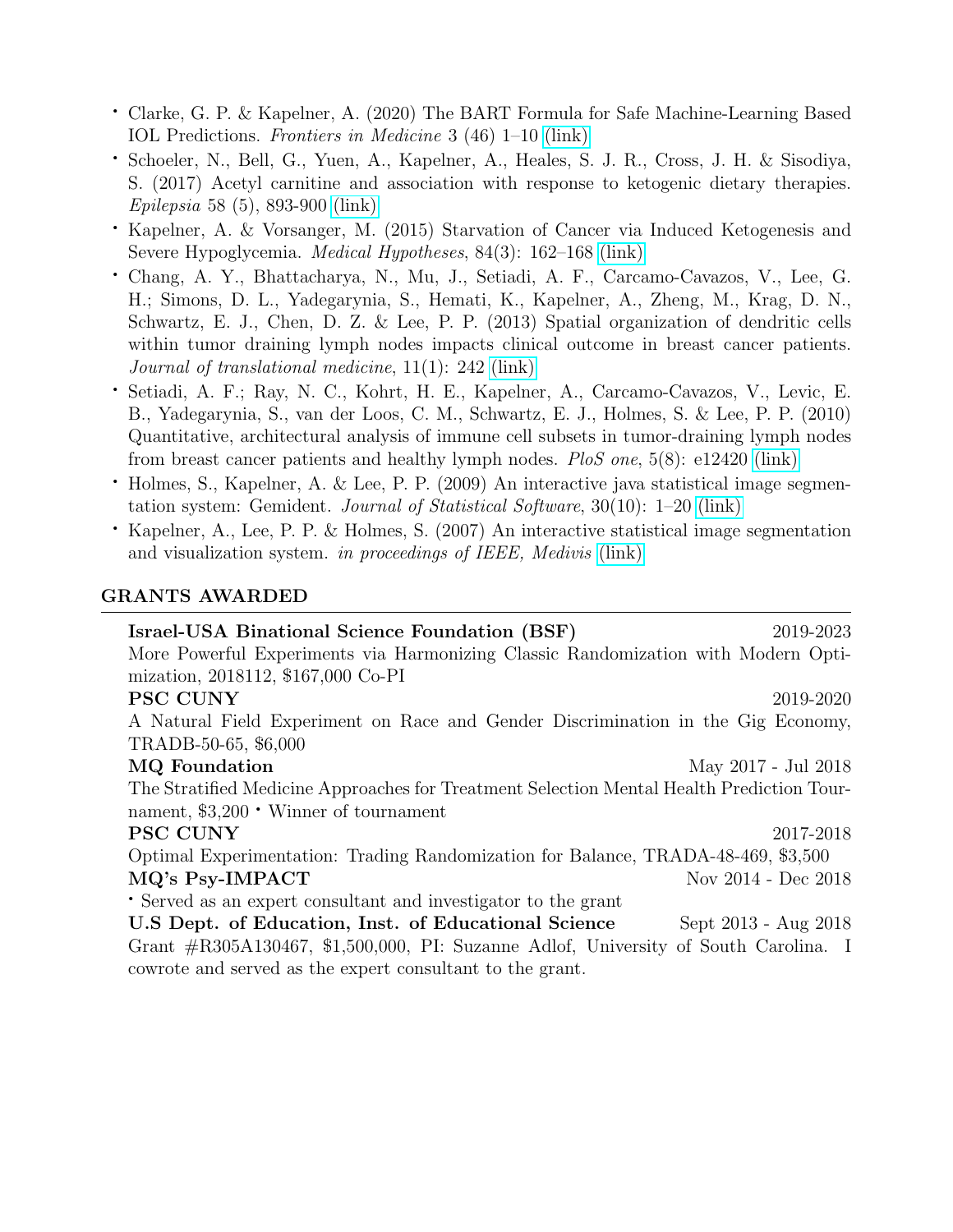- Clarke, G. P. & Kapelner, A. (2020) The BART Formula for Safe Machine-Learning Based IOL Predictions. *Frontiers in Medicine* 3 (46) 1–10 (link)
- Schoeler, N., Bell, G., Yuen, A., Kapelner, A., Heales, S. J. R., Cross, J. H. & Sisodiya, S. (2017) Acetyl carnitine and association with response to ketogenic dietary therapies. *Epilepsia* 58 (5), 893-900 (link)
- Kapelner, A. & Vorsanger, M. (2015) Starvation of Cancer via Induced Ketogenesis and Severe Hypoglycemia. *Medical Hypotheses*, 84(3): 162–168 (link)
- Chang, A. Y., Bhattacharya, N., Mu, J., Setiadi, A. F., Carcamo-Cavazos, V., Lee, G. H.; Simons, D. L., Yadegarynia, S., Hemati, K., Kapelner, A., Zheng, M., Krag, D. N., Schwartz, E. J., Chen, D. Z. & Lee, P. P. (2013) Spatial organization of dendritic cells within tumor draining lymph nodes impacts clinical outcome in breast cancer patients. *Journal of translational medicine*, 11(1): 242 (link)
- Setiadi, A. F.; Ray, N. C., Kohrt, H. E., Kapelner, A., Carcamo-Cavazos, V., Levic, E. B., Yadegarynia, S., van der Loos, C. M., Schwartz, E. J., Holmes, S. & Lee, P. P. (2010) Quantitative, architectural analysis of immune cell subsets in tumor-draining lymph nodes from breast cancer patients and healthy lymph nodes. *PloS one*, 5(8): e12420 (link)
- Holmes, S., Kapelner, A. & Lee, P. P. (2009) An interactive java statistical image segmentation system: Gemident. *Journal of Statistical Software*, 30(10): 1–20 (link)
- Kapelner, A., Lee, P. P. & Holmes, S. (2007) An interactive statistical image segmentation and visualization system. *in proceedings of IEEE, Medivis* (link)

## GRANTS AWARDED

**Israel-USA Binational Science Foundation (BSF)** — 2019-2023
More Powerful Experiments via Harmonizing Classic Randomization with Modern Optimization, 2018112, $167,000 Co-PI

**PSC CUNY** — 2019-2020
A Natural Field Experiment on Race and Gender Discrimination in the Gig Economy, TRADB-50-65, $6,000

**MQ Foundation** — May 2017 - Jul 2018
The Stratified Medicine Approaches for Treatment Selection Mental Health Prediction Tournament, $3,200 • Winner of tournament

**PSC CUNY** — 2017-2018
Optimal Experimentation: Trading Randomization for Balance, TRADA-48-469, $3,500

**MQ's Psy-IMPACT** — Nov 2014 - Dec 2018
• Served as an expert consultant and investigator to the grant

**U.S Dept. of Education, Inst. of Educational Science** — Sept 2013 - Aug 2018
Grant #R305A130467, $1,500,000, PI: Suzanne Adlof, University of South Carolina. I cowrote and served as the expert consultant to the grant.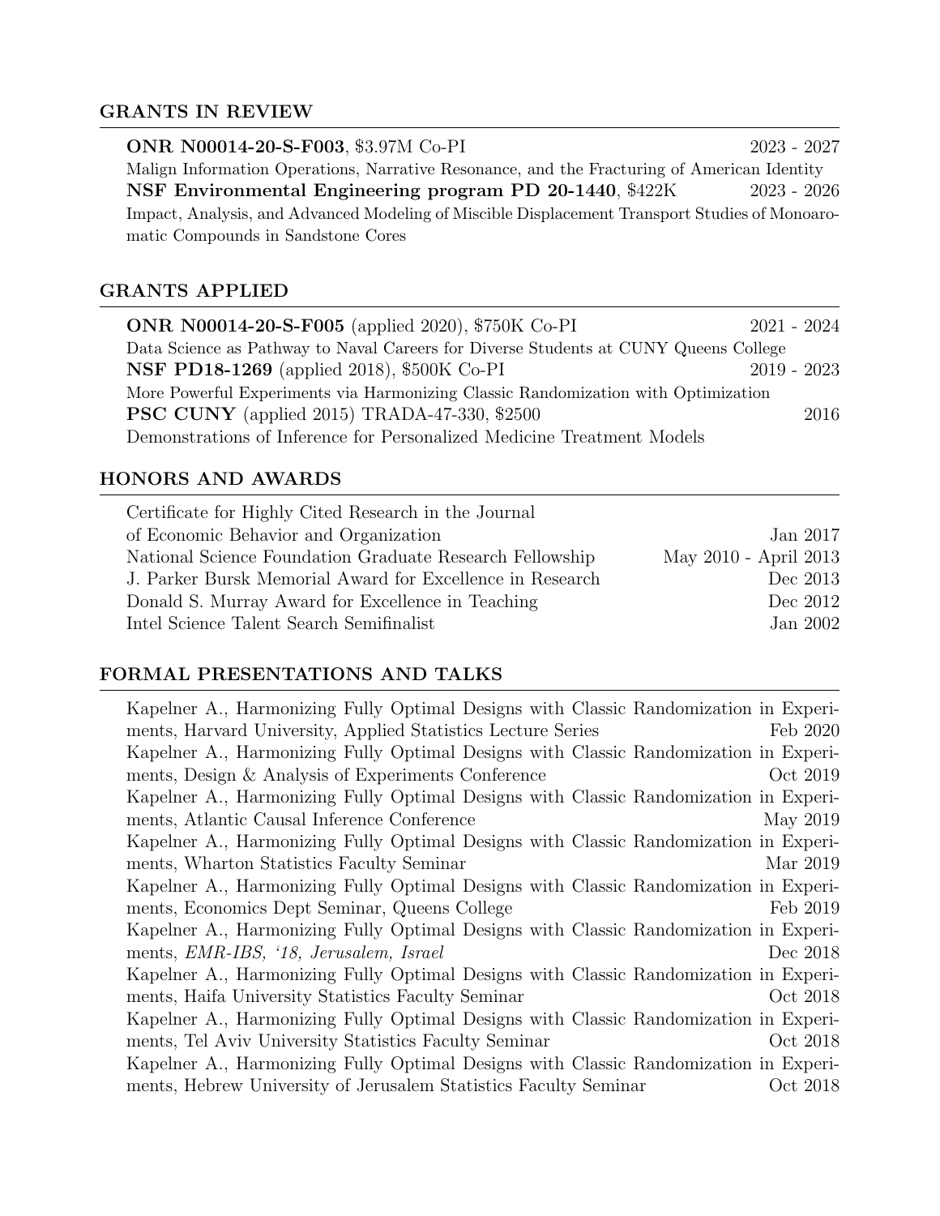## GRANTS IN REVIEW

**ONR N00014-20-S-F003**, \$3.97M Co-PI — 2023 - 2027
Malign Information Operations, Narrative Resonance, and the Fracturing of American Identity

**NSF Environmental Engineering program PD 20-1440**, \$422K — 2023 - 2026
Impact, Analysis, and Advanced Modeling of Miscible Displacement Transport Studies of Monoaromatic Compounds in Sandstone Cores

## GRANTS APPLIED

**ONR N00014-20-S-F005** (applied 2020), \$750K Co-PI — 2021 - 2024
Data Science as Pathway to Naval Careers for Diverse Students at CUNY Queens College

**NSF PD18-1269** (applied 2018), \$500K Co-PI — 2019 - 2023
More Powerful Experiments via Harmonizing Classic Randomization with Optimization

**PSC CUNY** (applied 2015) TRADA-47-330, \$2500 — 2016
Demonstrations of Inference for Personalized Medicine Treatment Models

## HONORS AND AWARDS

| Award | Date |
|---|---|
| Certificate for Highly Cited Research in the Journal of Economic Behavior and Organization | Jan 2017 |
| National Science Foundation Graduate Research Fellowship | May 2010 - April 2013 |
| J. Parker Bursk Memorial Award for Excellence in Research | Dec 2013 |
| Donald S. Murray Award for Excellence in Teaching | Dec 2012 |
| Intel Science Talent Search Semifinalist | Jan 2002 |

## FORMAL PRESENTATIONS AND TALKS

- Kapelner A., Harmonizing Fully Optimal Designs with Classic Randomization in Experiments, Harvard University, Applied Statistics Lecture Series — Feb 2020
- Kapelner A., Harmonizing Fully Optimal Designs with Classic Randomization in Experiments, Design & Analysis of Experiments Conference — Oct 2019
- Kapelner A., Harmonizing Fully Optimal Designs with Classic Randomization in Experiments, Atlantic Causal Inference Conference — May 2019
- Kapelner A., Harmonizing Fully Optimal Designs with Classic Randomization in Experiments, Wharton Statistics Faculty Seminar — Mar 2019
- Kapelner A., Harmonizing Fully Optimal Designs with Classic Randomization in Experiments, Economics Dept Seminar, Queens College — Feb 2019
- Kapelner A., Harmonizing Fully Optimal Designs with Classic Randomization in Experiments, *EMR-IBS, '18, Jerusalem, Israel* — Dec 2018
- Kapelner A., Harmonizing Fully Optimal Designs with Classic Randomization in Experiments, Haifa University Statistics Faculty Seminar — Oct 2018
- Kapelner A., Harmonizing Fully Optimal Designs with Classic Randomization in Experiments, Tel Aviv University Statistics Faculty Seminar — Oct 2018
- Kapelner A., Harmonizing Fully Optimal Designs with Classic Randomization in Experiments, Hebrew University of Jerusalem Statistics Faculty Seminar — Oct 2018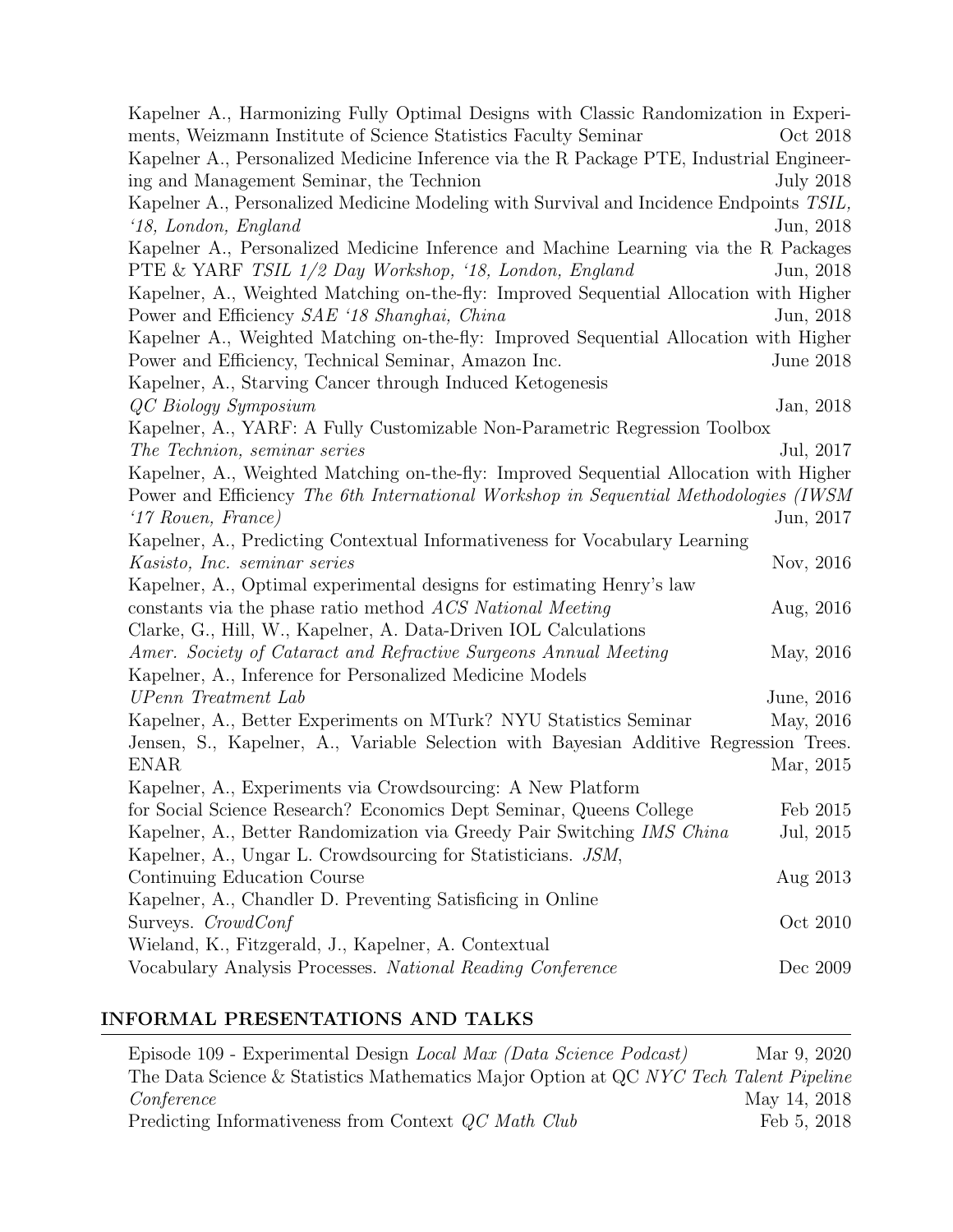Kapelner A., Harmonizing Fully Optimal Designs with Classic Randomization in Experiments, Weizmann Institute of Science Statistics Faculty Seminar — Oct 2018

Kapelner A., Personalized Medicine Inference via the R Package PTE, Industrial Engineering and Management Seminar, the Technion — July 2018

Kapelner A., Personalized Medicine Modeling with Survival and Incidence Endpoints *TSIL, '18, London, England* — Jun, 2018

Kapelner A., Personalized Medicine Inference and Machine Learning via the R Packages PTE & YARF *TSIL 1/2 Day Workshop, '18, London, England* — Jun, 2018

Kapelner, A., Weighted Matching on-the-fly: Improved Sequential Allocation with Higher Power and Efficiency *SAE '18 Shanghai, China* — Jun, 2018

Kapelner A., Weighted Matching on-the-fly: Improved Sequential Allocation with Higher Power and Efficiency, Technical Seminar, Amazon Inc. — June 2018

Kapelner, A., Starving Cancer through Induced Ketogenesis *QC Biology Symposium* — Jan, 2018

Kapelner, A., YARF: A Fully Customizable Non-Parametric Regression Toolbox *The Technion, seminar series* — Jul, 2017

Kapelner, A., Weighted Matching on-the-fly: Improved Sequential Allocation with Higher Power and Efficiency *The 6th International Workshop in Sequential Methodologies (IWSM '17 Rouen, France)* — Jun, 2017

Kapelner, A., Predicting Contextual Informativeness for Vocabulary Learning *Kasisto, Inc. seminar series* — Nov, 2016

Kapelner, A., Optimal experimental designs for estimating Henry's law constants via the phase ratio method *ACS National Meeting* — Aug, 2016

Clarke, G., Hill, W., Kapelner, A. Data-Driven IOL Calculations *Amer. Society of Cataract and Refractive Surgeons Annual Meeting* — May, 2016

Kapelner, A., Inference for Personalized Medicine Models *UPenn Treatment Lab* — June, 2016

Kapelner, A., Better Experiments on MTurk? NYU Statistics Seminar — May, 2016

Jensen, S., Kapelner, A., Variable Selection with Bayesian Additive Regression Trees. ENAR — Mar, 2015

Kapelner, A., Experiments via Crowdsourcing: A New Platform for Social Science Research? Economics Dept Seminar, Queens College — Feb 2015

Kapelner, A., Better Randomization via Greedy Pair Switching *IMS China* — Jul, 2015

Kapelner, A., Ungar L. Crowdsourcing for Statisticians. *JSM*, Continuing Education Course — Aug 2013

Kapelner, A., Chandler D. Preventing Satisficing in Online Surveys. *CrowdConf* — Oct 2010

Wieland, K., Fitzgerald, J., Kapelner, A. Contextual Vocabulary Analysis Processes. *National Reading Conference* — Dec 2009

## INFORMAL PRESENTATIONS AND TALKS

Episode 109 - Experimental Design *Local Max (Data Science Podcast)* — Mar 9, 2020

The Data Science & Statistics Mathematics Major Option at QC *NYC Tech Talent Pipeline Conference* — May 14, 2018

Predicting Informativeness from Context *QC Math Club* — Feb 5, 2018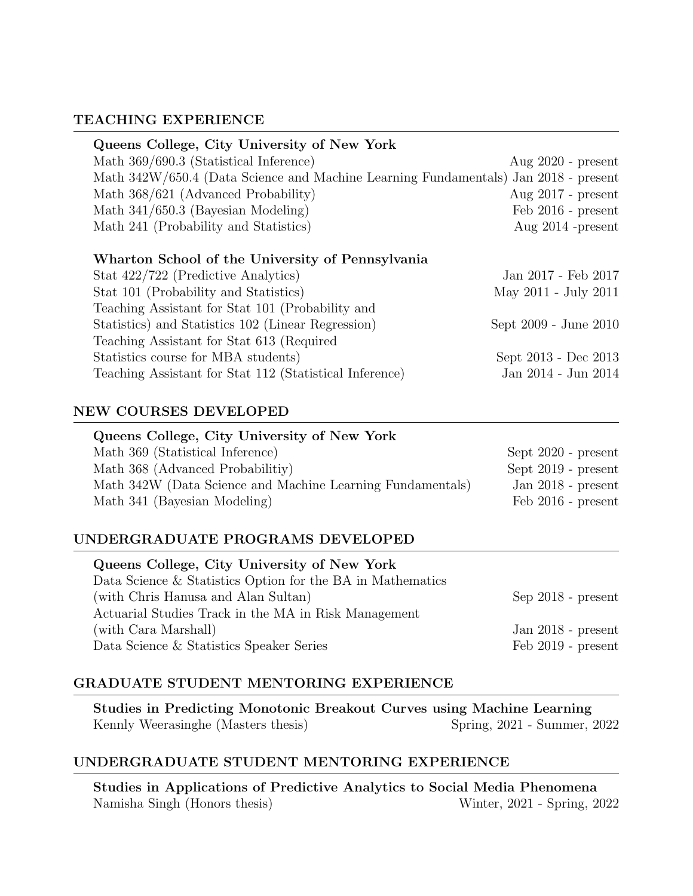## TEACHING EXPERIENCE

**Queens College, City University of New York**

Math 369/690.3 (Statistical Inference) Aug 2020 - present
Math 342W/650.4 (Data Science and Machine Learning Fundamentals) Jan 2018 - present
Math 368/621 (Advanced Probability) Aug 2017 - present
Math 341/650.3 (Bayesian Modeling) Feb 2016 - present
Math 241 (Probability and Statistics) Aug 2014 -present

**Wharton School of the University of Pennsylvania**

Stat 422/722 (Predictive Analytics) Jan 2017 - Feb 2017
Stat 101 (Probability and Statistics) May 2011 - July 2011
Teaching Assistant for Stat 101 (Probability and Statistics) and Statistics 102 (Linear Regression) Sept 2009 - June 2010
Teaching Assistant for Stat 613 (Required Statistics course for MBA students) Sept 2013 - Dec 2013
Teaching Assistant for Stat 112 (Statistical Inference) Jan 2014 - Jun 2014

## NEW COURSES DEVELOPED

**Queens College, City University of New York**

Math 369 (Statistical Inference) Sept 2020 - present
Math 368 (Advanced Probabilitiy) Sept 2019 - present
Math 342W (Data Science and Machine Learning Fundamentals) Jan 2018 - present
Math 341 (Bayesian Modeling) Feb 2016 - present

## UNDERGRADUATE PROGRAMS DEVELOPED

**Queens College, City University of New York**

Data Science & Statistics Option for the BA in Mathematics (with Chris Hanusa and Alan Sultan) Sep 2018 - present
Actuarial Studies Track in the MA in Risk Management (with Cara Marshall) Jan 2018 - present
Data Science & Statistics Speaker Series Feb 2019 - present

## GRADUATE STUDENT MENTORING EXPERIENCE

**Studies in Predicting Monotonic Breakout Curves using Machine Learning**
Kennly Weerasinghe (Masters thesis) Spring, 2021 - Summer, 2022

## UNDERGRADUATE STUDENT MENTORING EXPERIENCE

**Studies in Applications of Predictive Analytics to Social Media Phenomena**
Namisha Singh (Honors thesis) Winter, 2021 - Spring, 2022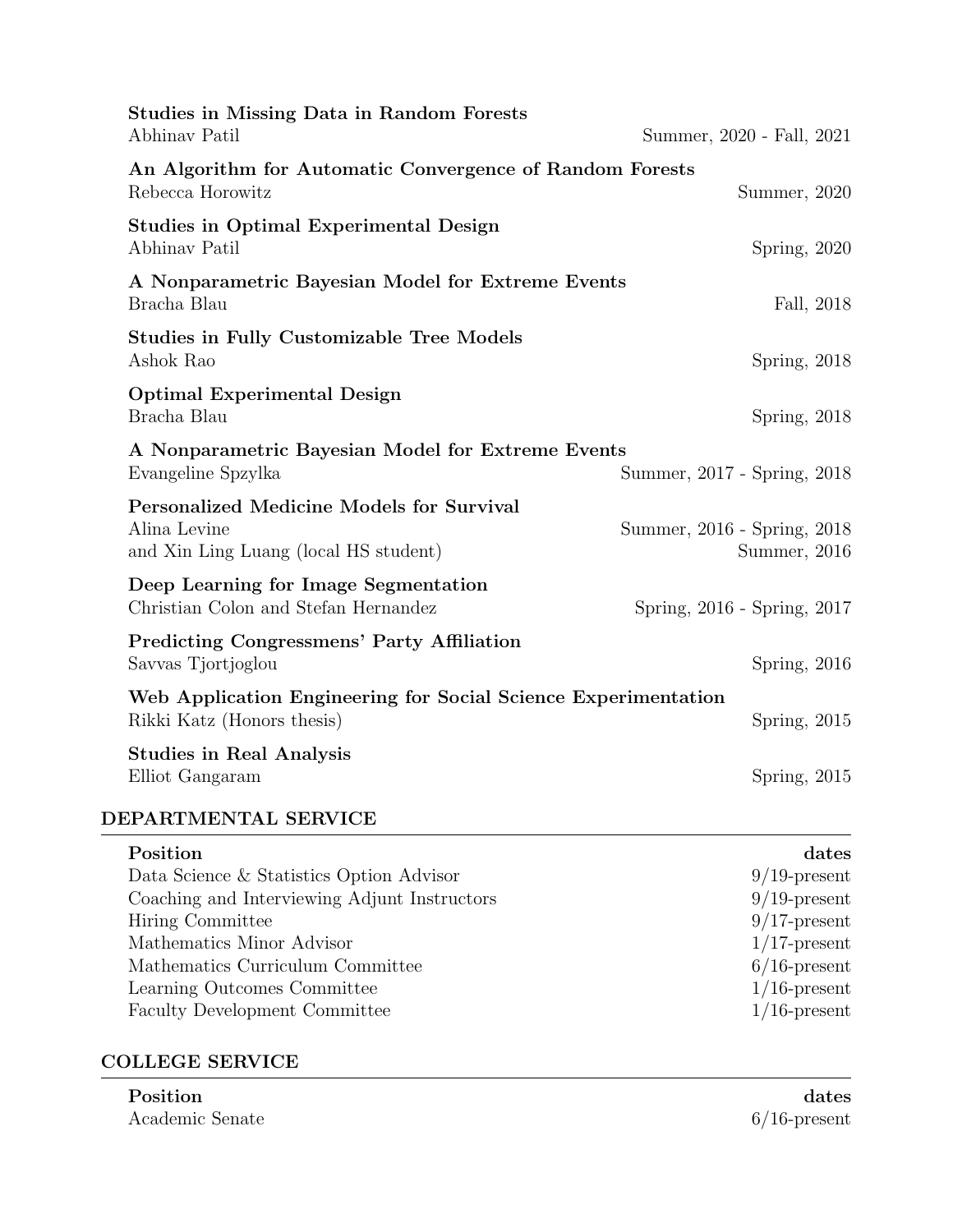**Studies in Missing Data in Random Forests**
Abhinav Patil — Summer, 2020 - Fall, 2021

**An Algorithm for Automatic Convergence of Random Forests**
Rebecca Horowitz — Summer, 2020

**Studies in Optimal Experimental Design**
Abhinav Patil — Spring, 2020

**A Nonparametric Bayesian Model for Extreme Events**
Bracha Blau — Fall, 2018

**Studies in Fully Customizable Tree Models**
Ashok Rao — Spring, 2018

**Optimal Experimental Design**
Bracha Blau — Spring, 2018

**A Nonparametric Bayesian Model for Extreme Events**
Evangeline Spzylka — Summer, 2017 - Spring, 2018

**Personalized Medicine Models for Survival**
Alina Levine — Summer, 2016 - Spring, 2018
and Xin Ling Luang (local HS student) — Summer, 2016

**Deep Learning for Image Segmentation**
Christian Colon and Stefan Hernandez — Spring, 2016 - Spring, 2017

**Predicting Congressmens' Party Affiliation**
Savvas Tjortjoglou — Spring, 2016

**Web Application Engineering for Social Science Experimentation**
Rikki Katz (Honors thesis) — Spring, 2015

**Studies in Real Analysis**
Elliot Gangaram — Spring, 2015

## DEPARTMENTAL SERVICE

| Position | dates |
|---|---|
| Data Science & Statistics Option Advisor | 9/19-present |
| Coaching and Interviewing Adjunt Instructors | 9/19-present |
| Hiring Committee | 9/17-present |
| Mathematics Minor Advisor | 1/17-present |
| Mathematics Curriculum Committee | 6/16-present |
| Learning Outcomes Committee | 1/16-present |
| Faculty Development Committee | 1/16-present |

## COLLEGE SERVICE

| Position | dates |
|---|---|
| Academic Senate | 6/16-present |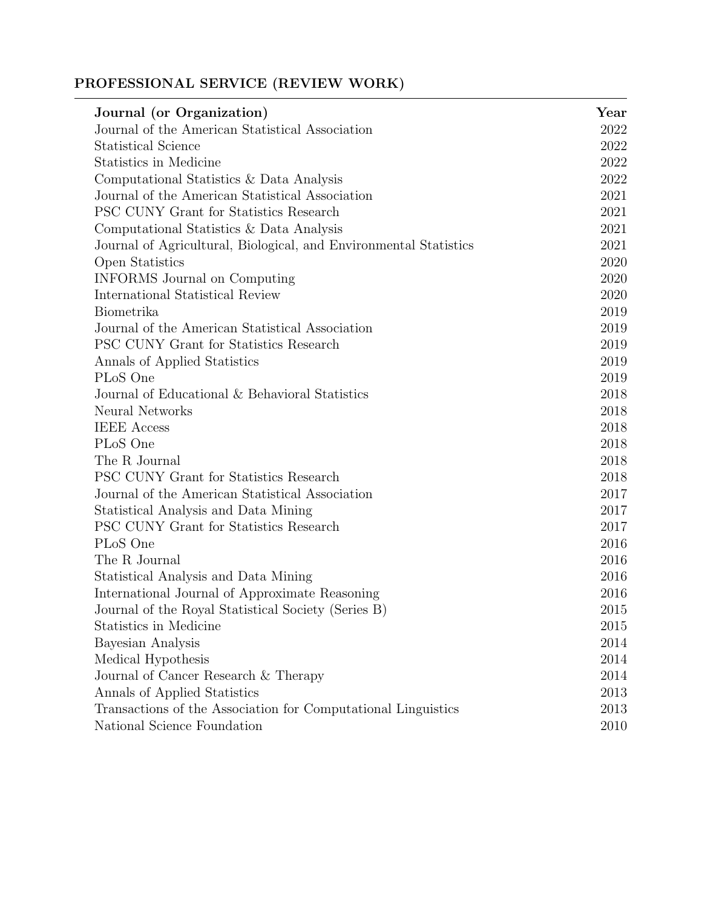## PROFESSIONAL SERVICE (REVIEW WORK)

| Journal (or Organization) | Year |
| --- | --- |
| Journal of the American Statistical Association | 2022 |
| Statistical Science | 2022 |
| Statistics in Medicine | 2022 |
| Computational Statistics & Data Analysis | 2022 |
| Journal of the American Statistical Association | 2021 |
| PSC CUNY Grant for Statistics Research | 2021 |
| Computational Statistics & Data Analysis | 2021 |
| Journal of Agricultural, Biological, and Environmental Statistics | 2021 |
| Open Statistics | 2020 |
| INFORMS Journal on Computing | 2020 |
| International Statistical Review | 2020 |
| Biometrika | 2019 |
| Journal of the American Statistical Association | 2019 |
| PSC CUNY Grant for Statistics Research | 2019 |
| Annals of Applied Statistics | 2019 |
| PLoS One | 2019 |
| Journal of Educational & Behavioral Statistics | 2018 |
| Neural Networks | 2018 |
| IEEE Access | 2018 |
| PLoS One | 2018 |
| The R Journal | 2018 |
| PSC CUNY Grant for Statistics Research | 2018 |
| Journal of the American Statistical Association | 2017 |
| Statistical Analysis and Data Mining | 2017 |
| PSC CUNY Grant for Statistics Research | 2017 |
| PLoS One | 2016 |
| The R Journal | 2016 |
| Statistical Analysis and Data Mining | 2016 |
| International Journal of Approximate Reasoning | 2016 |
| Journal of the Royal Statistical Society (Series B) | 2015 |
| Statistics in Medicine | 2015 |
| Bayesian Analysis | 2014 |
| Medical Hypothesis | 2014 |
| Journal of Cancer Research & Therapy | 2014 |
| Annals of Applied Statistics | 2013 |
| Transactions of the Association for Computational Linguistics | 2013 |
| National Science Foundation | 2010 |